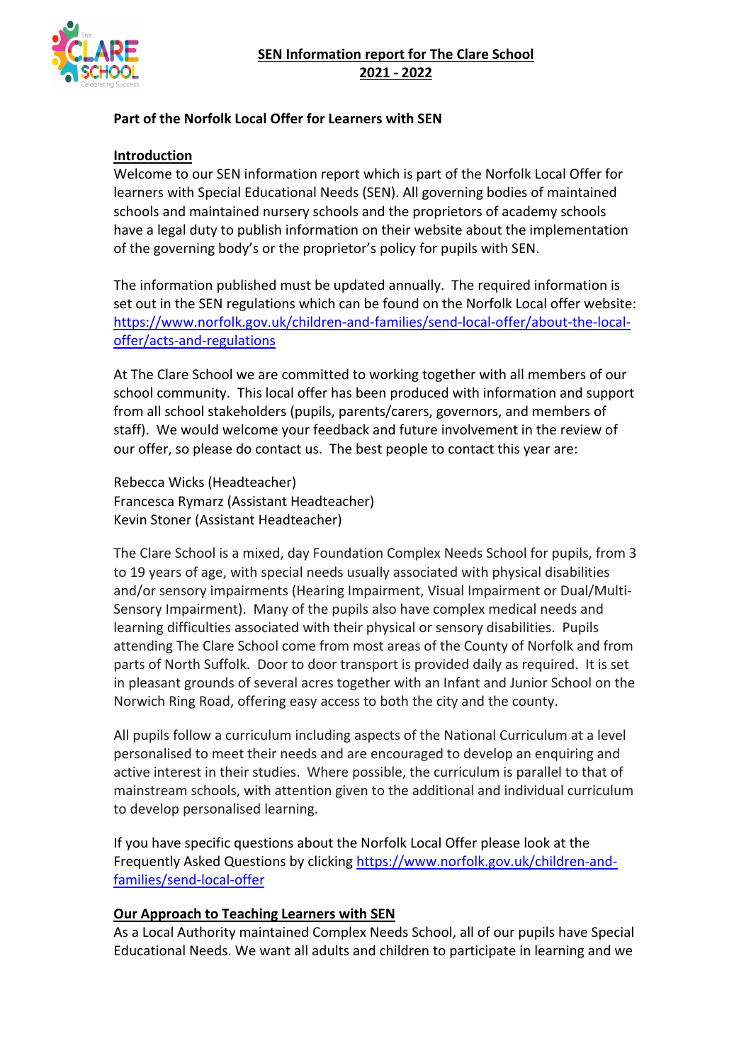# SEN Information report for The Clare School 2021 - 2022

**Part of the Norfolk Local Offer for Learners with SEN**

## Introduction

Welcome to our SEN information report which is part of the Norfolk Local Offer for learners with Special Educational Needs (SEN). All governing bodies of maintained schools and maintained nursery schools and the proprietors of academy schools have a legal duty to publish information on their website about the implementation of the governing body's or the proprietor's policy for pupils with SEN.

The information published must be updated annually. The required information is set out in the SEN regulations which can be found on the Norfolk Local offer website: [https://www.norfolk.gov.uk/children-and-families/send-local-offer/about-the-local-offer/acts-and-regulations](https://www.norfolk.gov.uk/children-and-families/send-local-offer/about-the-local-offer/acts-and-regulations)

At The Clare School we are committed to working together with all members of our school community. This local offer has been produced with information and support from all school stakeholders (pupils, parents/carers, governors, and members of staff). We would welcome your feedback and future involvement in the review of our offer, so please do contact us. The best people to contact this year are:

Rebecca Wicks (Headteacher)
Francesca Rymarz (Assistant Headteacher)
Kevin Stoner (Assistant Headteacher)

The Clare School is a mixed, day Foundation Complex Needs School for pupils, from 3 to 19 years of age, with special needs usually associated with physical disabilities and/or sensory impairments (Hearing Impairment, Visual Impairment or Dual/Multi-Sensory Impairment). Many of the pupils also have complex medical needs and learning difficulties associated with their physical or sensory disabilities. Pupils attending The Clare School come from most areas of the County of Norfolk and from parts of North Suffolk. Door to door transport is provided daily as required. It is set in pleasant grounds of several acres together with an Infant and Junior School on the Norwich Ring Road, offering easy access to both the city and the county.

All pupils follow a curriculum including aspects of the National Curriculum at a level personalised to meet their needs and are encouraged to develop an enquiring and active interest in their studies. Where possible, the curriculum is parallel to that of mainstream schools, with attention given to the additional and individual curriculum to develop personalised learning.

If you have specific questions about the Norfolk Local Offer please look at the Frequently Asked Questions by clicking [https://www.norfolk.gov.uk/children-and-families/send-local-offer](https://www.norfolk.gov.uk/children-and-families/send-local-offer)

## Our Approach to Teaching Learners with SEN

As a Local Authority maintained Complex Needs School, all of our pupils have Special Educational Needs. We want all adults and children to participate in learning and we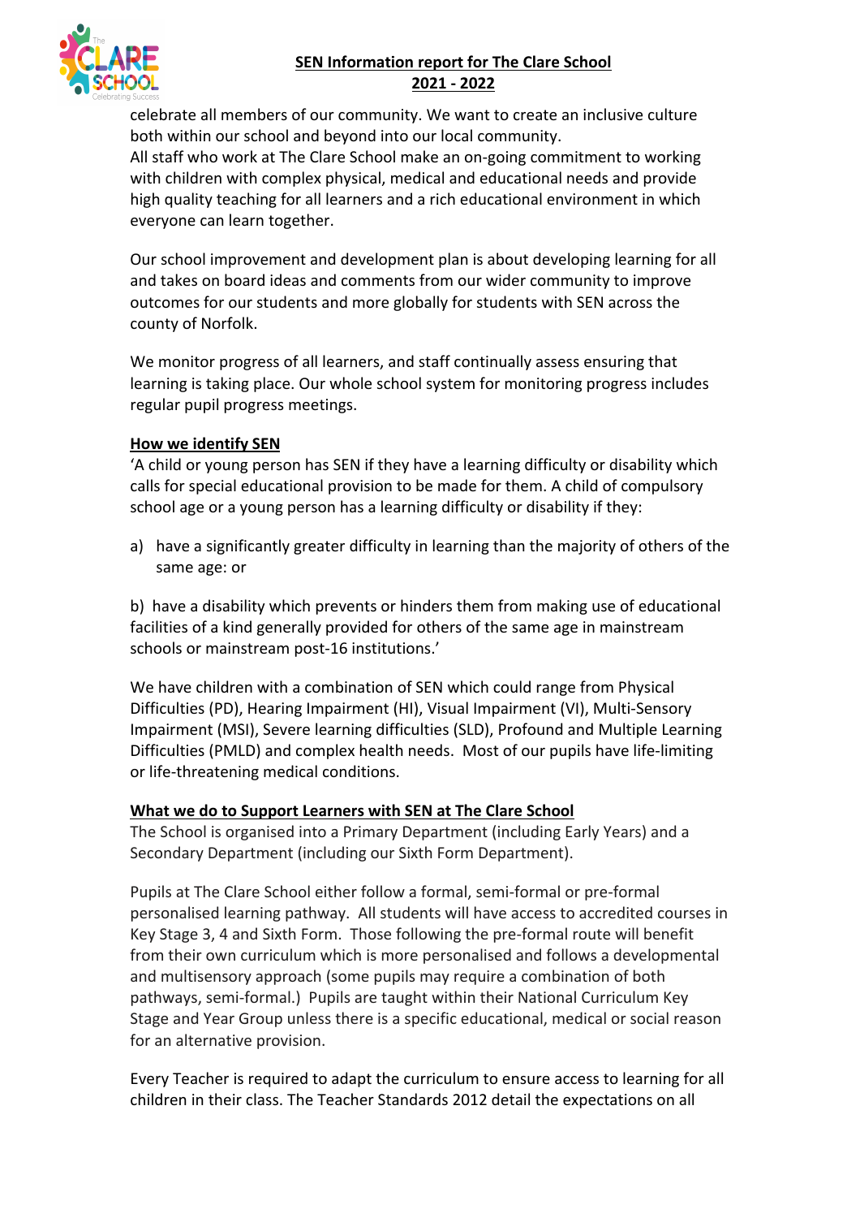celebrate all members of our community. We want to create an inclusive culture both within our school and beyond into our local community.
All staff who work at The Clare School make an on-going commitment to working with children with complex physical, medical and educational needs and provide high quality teaching for all learners and a rich educational environment in which everyone can learn together.

Our school improvement and development plan is about developing learning for all and takes on board ideas and comments from our wider community to improve outcomes for our students and more globally for students with SEN across the county of Norfolk.

We monitor progress of all learners, and staff continually assess ensuring that learning is taking place. Our whole school system for monitoring progress includes regular pupil progress meetings.

**How we identify SEN**

'A child or young person has SEN if they have a learning difficulty or disability which calls for special educational provision to be made for them. A child of compulsory school age or a young person has a learning difficulty or disability if they:

a) have a significantly greater difficulty in learning than the majority of others of the same age: or

b) have a disability which prevents or hinders them from making use of educational facilities of a kind generally provided for others of the same age in mainstream schools or mainstream post-16 institutions.'

We have children with a combination of SEN which could range from Physical Difficulties (PD), Hearing Impairment (HI), Visual Impairment (VI), Multi-Sensory Impairment (MSI), Severe learning difficulties (SLD), Profound and Multiple Learning Difficulties (PMLD) and complex health needs. Most of our pupils have life-limiting or life-threatening medical conditions.

**What we do to Support Learners with SEN at The Clare School**

The School is organised into a Primary Department (including Early Years) and a Secondary Department (including our Sixth Form Department).

Pupils at The Clare School either follow a formal, semi-formal or pre-formal personalised learning pathway. All students will have access to accredited courses in Key Stage 3, 4 and Sixth Form. Those following the pre-formal route will benefit from their own curriculum which is more personalised and follows a developmental and multisensory approach (some pupils may require a combination of both pathways, semi-formal.) Pupils are taught within their National Curriculum Key Stage and Year Group unless there is a specific educational, medical or social reason for an alternative provision.

Every Teacher is required to adapt the curriculum to ensure access to learning for all children in their class. The Teacher Standards 2012 detail the expectations on all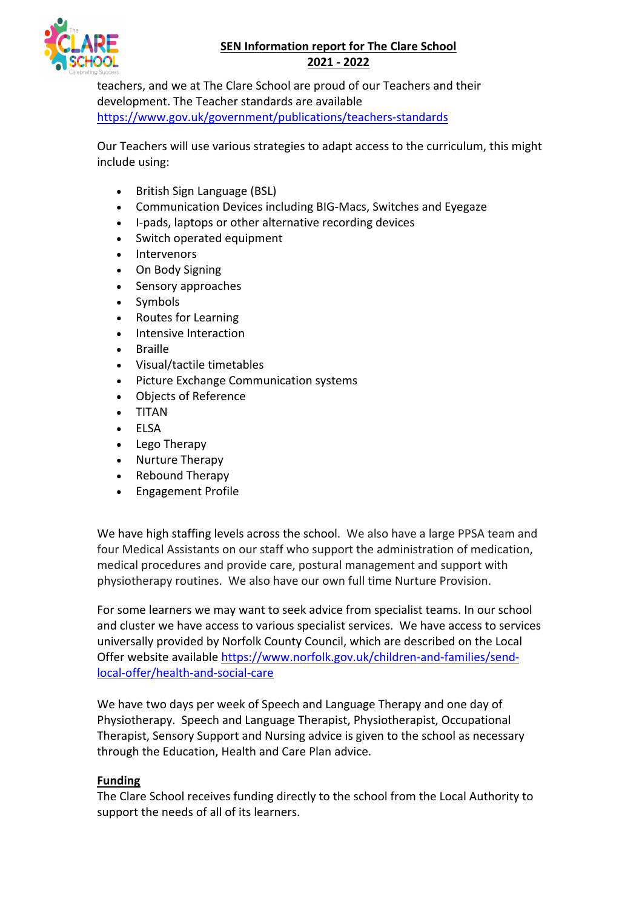teachers, and we at The Clare School are proud of our Teachers and their development. The Teacher standards are available [https://www.gov.uk/government/publications/teachers-standards](https://www.gov.uk/government/publications/teachers-standards)

Our Teachers will use various strategies to adapt access to the curriculum, this might include using:

- British Sign Language (BSL)
- Communication Devices including BIG-Macs, Switches and Eyegaze
- I-pads, laptops or other alternative recording devices
- Switch operated equipment
- Intervenors
- On Body Signing
- Sensory approaches
- Symbols
- Routes for Learning
- Intensive Interaction
- Braille
- Visual/tactile timetables
- Picture Exchange Communication systems
- Objects of Reference
- TITAN
- ELSA
- Lego Therapy
- Nurture Therapy
- Rebound Therapy
- Engagement Profile

We have high staffing levels across the school. We also have a large PPSA team and four Medical Assistants on our staff who support the administration of medication, medical procedures and provide care, postural management and support with physiotherapy routines. We also have our own full time Nurture Provision.

For some learners we may want to seek advice from specialist teams. In our school and cluster we have access to various specialist services. We have access to services universally provided by Norfolk County Council, which are described on the Local Offer website available [https://www.norfolk.gov.uk/children-and-families/send-local-offer/health-and-social-care](https://www.norfolk.gov.uk/children-and-families/send-local-offer/health-and-social-care)

We have two days per week of Speech and Language Therapy and one day of Physiotherapy. Speech and Language Therapist, Physiotherapist, Occupational Therapist, Sensory Support and Nursing advice is given to the school as necessary through the Education, Health and Care Plan advice.

**Funding**

The Clare School receives funding directly to the school from the Local Authority to support the needs of all of its learners.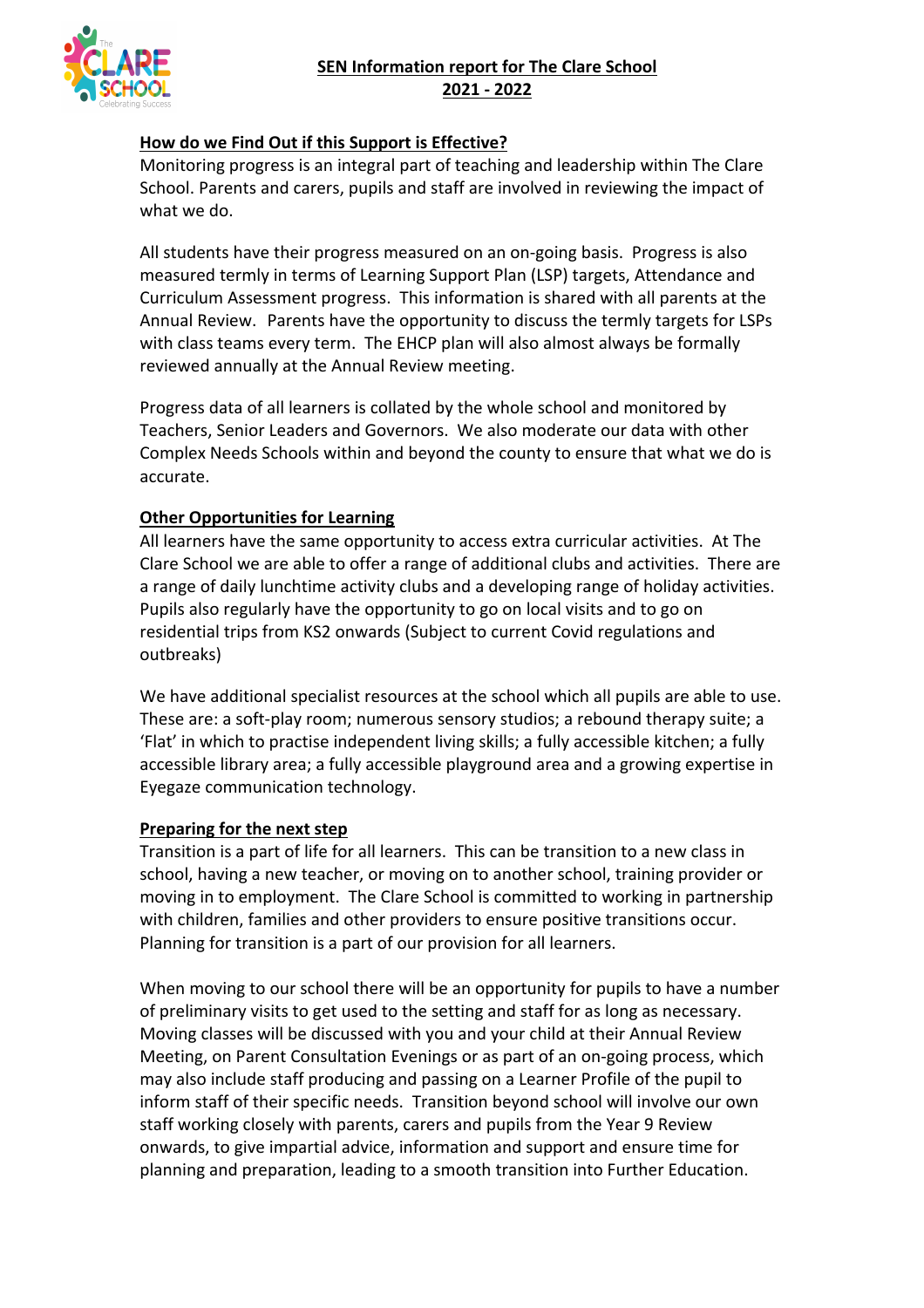## How do we Find Out if this Support is Effective?

Monitoring progress is an integral part of teaching and leadership within The Clare School. Parents and carers, pupils and staff are involved in reviewing the impact of what we do.

All students have their progress measured on an on-going basis. Progress is also measured termly in terms of Learning Support Plan (LSP) targets, Attendance and Curriculum Assessment progress. This information is shared with all parents at the Annual Review. Parents have the opportunity to discuss the termly targets for LSPs with class teams every term. The EHCP plan will also almost always be formally reviewed annually at the Annual Review meeting.

Progress data of all learners is collated by the whole school and monitored by Teachers, Senior Leaders and Governors. We also moderate our data with other Complex Needs Schools within and beyond the county to ensure that what we do is accurate.

## Other Opportunities for Learning

All learners have the same opportunity to access extra curricular activities. At The Clare School we are able to offer a range of additional clubs and activities. There are a range of daily lunchtime activity clubs and a developing range of holiday activities. Pupils also regularly have the opportunity to go on local visits and to go on residential trips from KS2 onwards (Subject to current Covid regulations and outbreaks)

We have additional specialist resources at the school which all pupils are able to use. These are: a soft-play room; numerous sensory studios; a rebound therapy suite; a 'Flat' in which to practise independent living skills; a fully accessible kitchen; a fully accessible library area; a fully accessible playground area and a growing expertise in Eyegaze communication technology.

## Preparing for the next step

Transition is a part of life for all learners. This can be transition to a new class in school, having a new teacher, or moving on to another school, training provider or moving in to employment. The Clare School is committed to working in partnership with children, families and other providers to ensure positive transitions occur. Planning for transition is a part of our provision for all learners.

When moving to our school there will be an opportunity for pupils to have a number of preliminary visits to get used to the setting and staff for as long as necessary. Moving classes will be discussed with you and your child at their Annual Review Meeting, on Parent Consultation Evenings or as part of an on-going process, which may also include staff producing and passing on a Learner Profile of the pupil to inform staff of their specific needs. Transition beyond school will involve our own staff working closely with parents, carers and pupils from the Year 9 Review onwards, to give impartial advice, information and support and ensure time for planning and preparation, leading to a smooth transition into Further Education.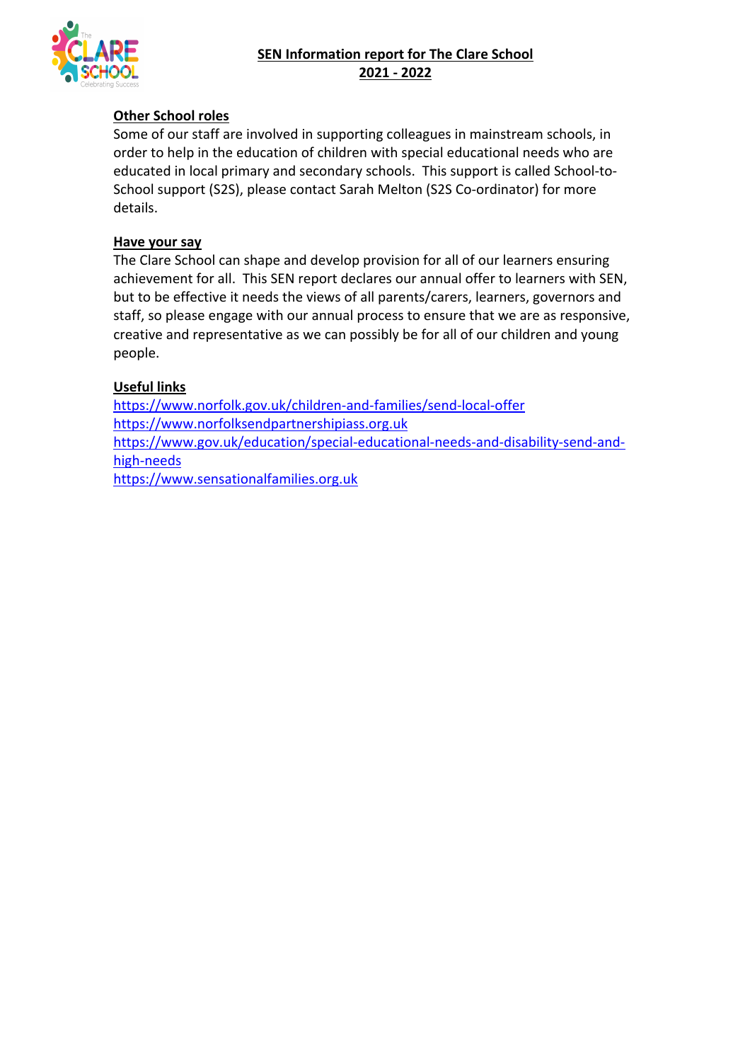**Other School roles**

Some of our staff are involved in supporting colleagues in mainstream schools, in order to help in the education of children with special educational needs who are educated in local primary and secondary schools. This support is called School-to-School support (S2S), please contact Sarah Melton (S2S Co-ordinator) for more details.

**Have your say**

The Clare School can shape and develop provision for all of our learners ensuring achievement for all. This SEN report declares our annual offer to learners with SEN, but to be effective it needs the views of all parents/carers, learners, governors and staff, so please engage with our annual process to ensure that we are as responsive, creative and representative as we can possibly be for all of our children and young people.

**Useful links**

https://www.norfolk.gov.uk/children-and-families/send-local-offer
https://www.norfolksendpartnershipiass.org.uk
https://www.gov.uk/education/special-educational-needs-and-disability-send-and-high-needs
https://www.sensationalfamilies.org.uk